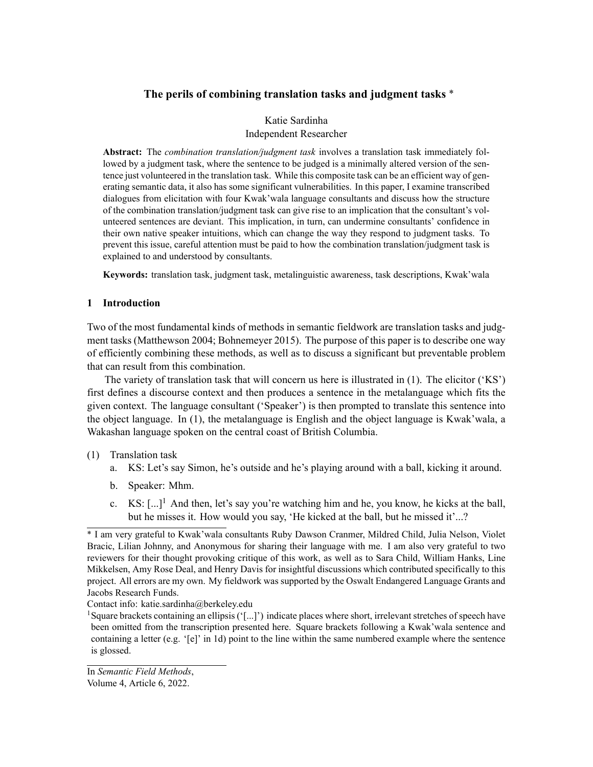# The perils of combining translation tasks and judgment tasks *

Katie Sardinha
Independent Researcher

**Abstract:** The *combination translation/judgment task* involves a translation task immediately followed by a judgment task, where the sentence to be judged is a minimally altered version of the sentence just volunteered in the translation task. While this composite task can be an efficient way of generating semantic data, it also has some significant vulnerabilities. In this paper, I examine transcribed dialogues from elicitation with four Kwak'wala language consultants and discuss how the structure of the combination translation/judgment task can give rise to an implication that the consultant's volunteered sentences are deviant. This implication, in turn, can undermine consultants' confidence in their own native speaker intuitions, which can change the way they respond to judgment tasks. To prevent this issue, careful attention must be paid to how the combination translation/judgment task is explained to and understood by consultants.

**Keywords:** translation task, judgment task, metalinguistic awareness, task descriptions, Kwak'wala

## 1 Introduction

Two of the most fundamental kinds of methods in semantic fieldwork are translation tasks and judgment tasks (Matthewson 2004; Bohnemeyer 2015). The purpose of this paper is to describe one way of efficiently combining these methods, as well as to discuss a significant but preventable problem that can result from this combination.

The variety of translation task that will concern us here is illustrated in (1). The elicitor ('KS') first defines a discourse context and then produces a sentence in the metalanguage which fits the given context. The language consultant ('Speaker') is then prompted to translate this sentence into the object language. In (1), the metalanguage is English and the object language is Kwak'wala, a Wakashan language spoken on the central coast of British Columbia.

(1) Translation task
  a. KS: Let's say Simon, he's outside and he's playing around with a ball, kicking it around.
  b. Speaker: Mhm.
  c. KS: [...][1] And then, let's say you're watching him and he, you know, he kicks at the ball, but he misses it. How would you say, 'He kicked at the ball, but he missed it'...?

---

* I am very grateful to Kwak'wala consultants Ruby Dawson Cranmer, Mildred Child, Julia Nelson, Violet Bracic, Lilian Johnny, and Anonymous for sharing their language with me. I am also very grateful to two reviewers for their thought provoking critique of this work, as well as to Sara Child, William Hanks, Line Mikkelsen, Amy Rose Deal, and Henry Davis for insightful discussions which contributed specifically to this project. All errors are my own. My fieldwork was supported by the Oswalt Endangered Language Grants and Jacobs Research Funds.

Contact info: katie.sardinha@berkeley.edu

[1] Square brackets containing an ellipsis ('[...]') indicate places where short, irrelevant stretches of speech have been omitted from the transcription presented here. Square brackets following a Kwak'wala sentence and containing a letter (e.g. '[e]' in 1d) point to the line within the same numbered example where the sentence is glossed.

---

In *Semantic Field Methods*,
Volume 4, Article 6, 2022.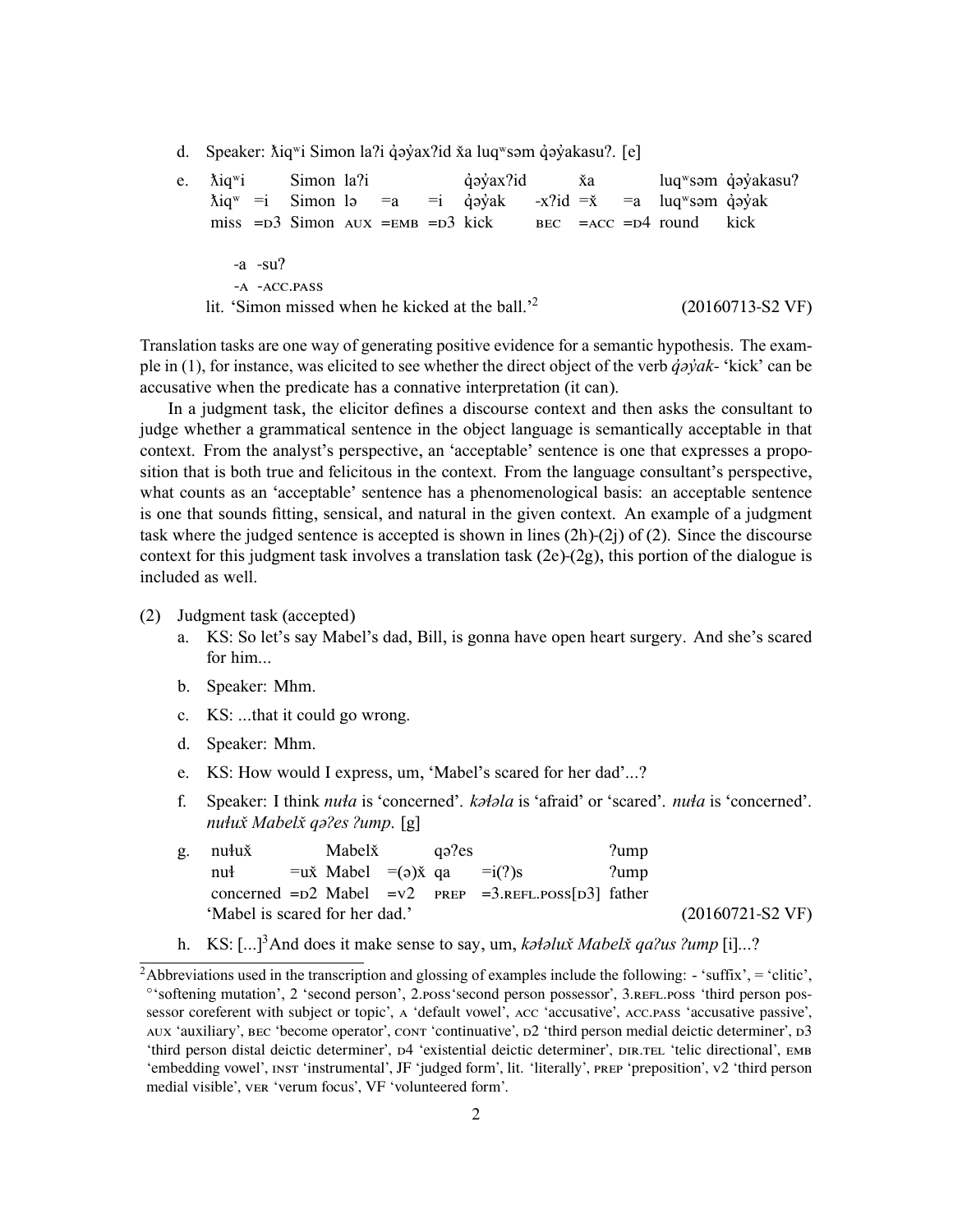d. Speaker: ƛiqʷi Simon laʔi q̓əy̓axʔid x̌a luqʷsəm q̓əy̓akasuʔ. [e]

e.

| ƛiqʷi | | Simon | laʔi | | | q̓əy̓axʔid | | x̌a | | luqʷsəm | q̓əy̓akasuʔ |
|---|---|---|---|---|---|---|---|---|---|---|---|
| ƛiqʷ | =i | Simon | lə | =a | =i | q̓əy̓ak | -xʔid | =x̌ | =a | luqʷsəm | q̓əy̓ak |
| miss | =D3 | Simon | AUX | =EMB | =D3 | kick | BEC | =ACC | =D4 | round | kick |

| -a | -suʔ |
|---|---|
| -A | -ACC.PASS |

lit. 'Simon missed when he kicked at the ball.'[2] (20160713-S2 VF)

Translation tasks are one way of generating positive evidence for a semantic hypothesis. The example in (1), for instance, was elicited to see whether the direct object of the verb *q̓əy̓ak-* 'kick' can be accusative when the predicate has a connative interpretation (it can).

In a judgment task, the elicitor defines a discourse context and then asks the consultant to judge whether a grammatical sentence in the object language is semantically acceptable in that context. From the analyst's perspective, an 'acceptable' sentence is one that expresses a proposition that is both true and felicitous in the context. From the language consultant's perspective, what counts as an 'acceptable' sentence has a phenomenological basis: an acceptable sentence is one that sounds fitting, sensical, and natural in the given context. An example of a judgment task where the judged sentence is accepted is shown in lines (2h)-(2j) of (2). Since the discourse context for this judgment task involves a translation task (2e)-(2g), this portion of the dialogue is included as well.

(2) Judgment task (accepted)

a. KS: So let's say Mabel's dad, Bill, is gonna have open heart surgery. And she's scared for him...

b. Speaker: Mhm.

c. KS: ...that it could go wrong.

d. Speaker: Mhm.

e. KS: How would I express, um, 'Mabel's scared for her dad'...?

f. Speaker: I think *nuła* is 'concerned'. *kəłəla* is 'afraid' or 'scared'. *nuła* is 'concerned'. *nułux̌ Mabelx̌ qəʔes ʔump.* [g]

g.

| nułux̌ | | Mabelx̌ | | qəʔes | | ʔump |
|---|---|---|---|---|---|---|
| nuł | =ux̌ | Mabel | =(ə)x̌ | qa | =i(ʔ)s | ʔump |
| concerned | =D2 | Mabel | =V2 | PREP | =3.REFL.POSS[D3] | father |

'Mabel is scared for her dad.' (20160721-S2 VF)

h. KS: [...][3]And does it make sense to say, um, *kəłəlux̌ Mabelx̌ qaʔus ʔump* [i]...?

---

[2]Abbreviations used in the transcription and glossing of examples include the following: - 'suffix', = 'clitic', ° 'softening mutation', 2 'second person', 2.POSS 'second person possessor', 3.REFL.POSS 'third person possessor coreferent with subject or topic', A 'default vowel', ACC 'accusative', ACC.PASS 'accusative passive', AUX 'auxiliary', BEC 'become operator', CONT 'continuative', D2 'third person medial deictic determiner', D3 'third person distal deictic determiner', D4 'existential deictic determiner', DIR.TEL 'telic directional', EMB 'embedding vowel', INST 'instrumental', JF 'judged form', lit. 'literally', PREP 'preposition', V2 'third person medial visible', VER 'verum focus', VF 'volunteered form'.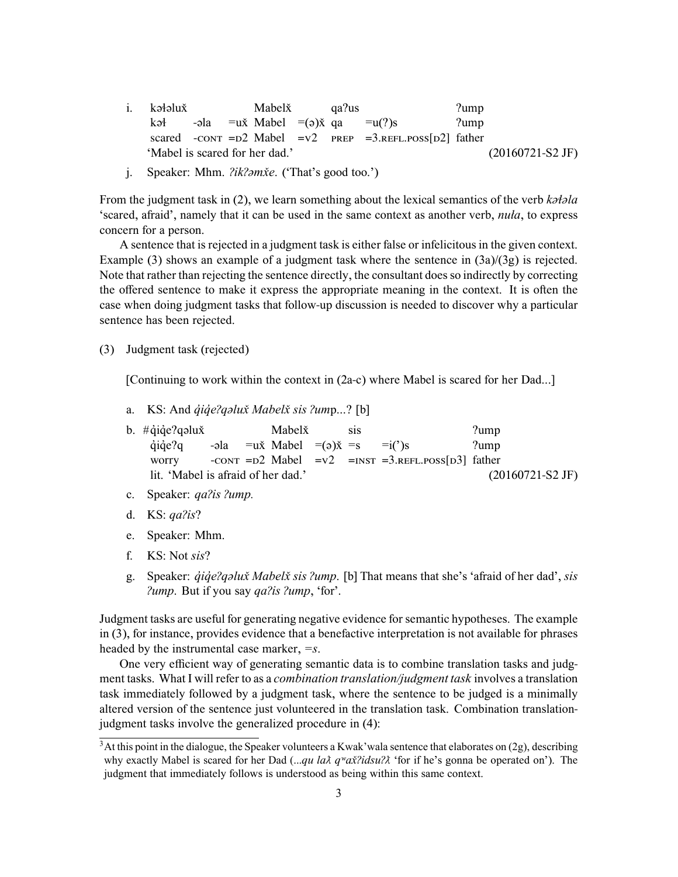i. kəɬəlux̌ Mabelx̌ qaʔus ʔump

| kəɬ | -əla | =ux̌ | Mabel | =(ə)x̌ | qa | =u(ʔ)s | ʔump |
|---|---|---|---|---|---|---|---|
| scared | -CONT | =D2 | Mabel | =V2 | PREP | =3.REFL.POSS[D2] | father |

'Mabel is scared for her dad.' (20160721-S2 JF)

j. Speaker: Mhm. *ʔikʔəmx̌e*. ('That's good too.')

From the judgment task in (2), we learn something about the lexical semantics of the verb *kəɬəla* 'scared, afraid', namely that it can be used in the same context as another verb, *nuɬa*, to express concern for a person.

A sentence that is rejected in a judgment task is either false or infelicitous in the given context. Example (3) shows an example of a judgment task where the sentence in (3a)/(3g) is rejected. Note that rather than rejecting the sentence directly, the consultant does so indirectly by correcting the offered sentence to make it express the appropriate meaning in the context. It is often the case when doing judgment tasks that follow-up discussion is needed to discover why a particular sentence has been rejected.

(3) Judgment task (rejected)

[Continuing to work within the context in (2a-c) where Mabel is scared for her Dad...]

a. KS: And *q̓iq̓eʔqəlux̌ Mabelx̌ sis ʔum*p...? [b]

b. #q̓iq̓eʔqəlux̌ Mabelx̌ sis ʔump

| q̓iq̓eʔq | -əla | =ux̌ | Mabel | =(ə)x̌ | =s | =i(')s | ʔump |
|---|---|---|---|---|---|---|---|
| worry | -CONT | =D2 | Mabel | =V2 | =INST | =3.REFL.POSS[D3] | father |

lit. 'Mabel is afraid of her dad.' (20160721-S2 JF)

c. Speaker: *qaʔis ʔump.*

d. KS: *qaʔis*?

e. Speaker: Mhm.

f. KS: Not *sis*?

g. Speaker: *q̓iq̓eʔqəlux̌ Mabelx̌ sis ʔump.* [b] That means that she's 'afraid of her dad', *sis ʔump*. But if you say *qaʔis ʔump*, 'for'.

Judgment tasks are useful for generating negative evidence for semantic hypotheses. The example in (3), for instance, provides evidence that a benefactive interpretation is not available for phrases headed by the instrumental case marker, *=s*.

One very efficient way of generating semantic data is to combine translation tasks and judgment tasks. What I will refer to as a *combination translation/judgment task* involves a translation task immediately followed by a judgment task, where the sentence to be judged is a minimally altered version of the sentence just volunteered in the translation task. Combination translation-judgment tasks involve the generalized procedure in (4):

[3] At this point in the dialogue, the Speaker volunteers a Kwak'wala sentence that elaborates on (2g), describing why exactly Mabel is scared for her Dad (*...qu laƛ̓ qʷax̌ʔidsuʔƛ̓* 'for if he's gonna be operated on'). The judgment that immediately follows is understood as being within this same context.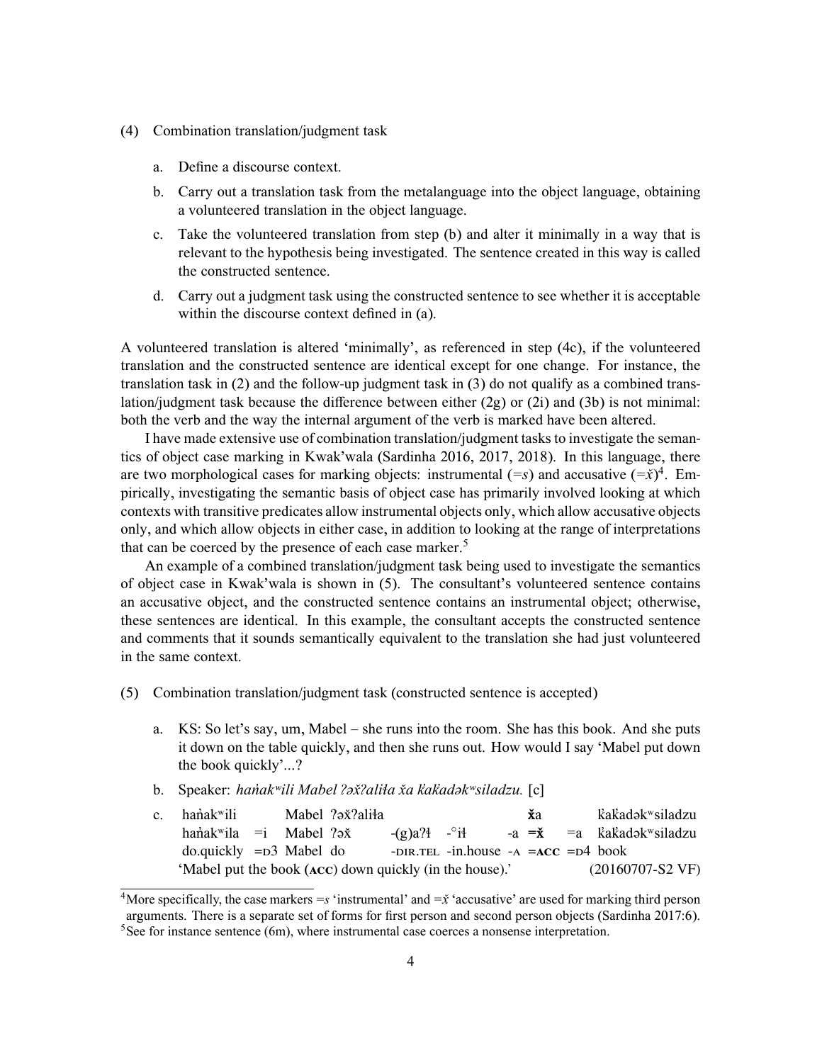(4) Combination translation/judgment task

a. Define a discourse context.

b. Carry out a translation task from the metalanguage into the object language, obtaining a volunteered translation in the object language.

c. Take the volunteered translation from step (b) and alter it minimally in a way that is relevant to the hypothesis being investigated. The sentence created in this way is called the constructed sentence.

d. Carry out a judgment task using the constructed sentence to see whether it is acceptable within the discourse context defined in (a).

A volunteered translation is altered 'minimally', as referenced in step (4c), if the volunteered translation and the constructed sentence are identical except for one change. For instance, the translation task in (2) and the follow-up judgment task in (3) do not qualify as a combined translation/judgment task because the difference between either (2g) or (2i) and (3b) is not minimal: both the verb and the way the internal argument of the verb is marked have been altered.

I have made extensive use of combination translation/judgment tasks to investigate the semantics of object case marking in Kwak'wala (Sardinha 2016, 2017, 2018). In this language, there are two morphological cases for marking objects: instrumental (=*s*) and accusative (=*x̌*)[4]. Empirically, investigating the semantic basis of object case has primarily involved looking at which contexts with transitive predicates allow instrumental objects only, which allow accusative objects only, and which allow objects in either case, in addition to looking at the range of interpretations that can be coerced by the presence of each case marker.[5]

An example of a combined translation/judgment task being used to investigate the semantics of object case in Kwak'wala is shown in (5). The consultant's volunteered sentence contains an accusative object, and the constructed sentence contains an instrumental object; otherwise, these sentences are identical. In this example, the consultant accepts the constructed sentence and comments that it sounds semantically equivalent to the translation she had just volunteered in the same context.

(5) Combination translation/judgment task (constructed sentence is accepted)

a. KS: So let's say, um, Mabel – she runs into the room. She has this book. And she puts it down on the table quickly, and then she runs out. How would I say 'Mabel put down the book quickly'...?

b. Speaker: *haṅakʷili Mabel ʔəx̌ʔaliƚa x̌a k̓ak̓adəkʷsiladzu.* [c]

c.
| haṅakʷili | | Mabel | ʔəx̌ʔaliƚa | | | | **x̌**a | | k̓ak̓adəkʷsiladzu |
|---|---|---|---|---|---|---|---|---|---|
| haṅakʷila | =i | Mabel | ʔəx̌ | -(g)aʔƚ | -°iƚ | -a | **=x̌** | =a | k̓ak̓adəkʷsiladzu |
| do.quickly | =D3 | Mabel | do | -DIR.TEL | -in.house | -A | **=ACC** | =D4 | book |

'Mabel put the book (**ACC**) down quickly (in the house).' (20160707-S2 VF)

[4] More specifically, the case markers =*s* 'instrumental' and =*x̌* 'accusative' are used for marking third person arguments. There is a separate set of forms for first person and second person objects (Sardinha 2017:6).

[5] See for instance sentence (6m), where instrumental case coerces a nonsense interpretation.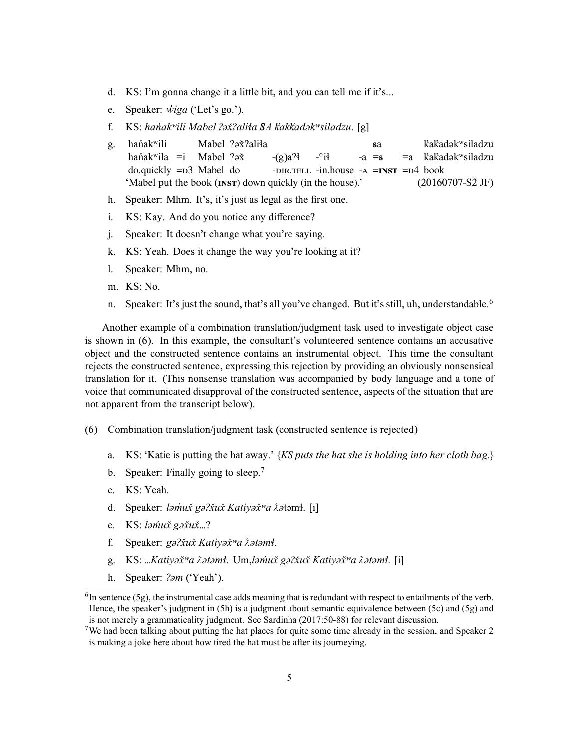d. KS: I'm gonna change it a little bit, and you can tell me if it's...

e. Speaker: *w̓iga* ('Let's go.').

f. KS: *han̓akʷili Mabel ʔəx̌ʔaliła* ***SA*** *k̓ak̓adəkʷsiladzu*. [g]

g. 

| han̓akʷili | | Mabel | ʔəx̌ʔaliła | | | | **s**a | | k̓ak̓adəkʷsiladzu |
|---|---|---|---|---|---|---|---|---|---|
| han̓akʷila | =i | Mabel | ʔəx̌ | -(g)aʔł | -°ił | -a | **=s** | =a | k̓ak̓adəkʷsiladzu |
| do.quickly | =D3 | Mabel | do | -DIR.TELL | -in.house | -A | **=INST** | =D4 | book |

'Mabel put the book **(INST)** down quickly (in the house).' (20160707-S2 JF)

h. Speaker: Mhm. It's, it's just as legal as the first one.

i. KS: Kay. And do you notice any difference?

j. Speaker: It doesn't change what you're saying.

k. KS: Yeah. Does it change the way you're looking at it?

l. Speaker: Mhm, no.

m. KS: No.

n. Speaker: It's just the sound, that's all you've changed. But it's still, uh, understandable.[6]

Another example of a combination translation/judgment task used to investigate object case is shown in (6). In this example, the consultant's volunteered sentence contains an accusative object and the constructed sentence contains an instrumental object. This time the consultant rejects the constructed sentence, expressing this rejection by providing an obviously nonsensical translation for it. (This nonsense translation was accompanied by body language and a tone of voice that communicated disapproval of the constructed sentence, aspects of the situation that are not apparent from the transcript below).

(6) Combination translation/judgment task (constructed sentence is rejected)

a. KS: 'Katie is putting the hat away.' {*KS puts the hat she is holding into her cloth bag.*}

b. Speaker: Finally going to sleep.[7]

c. KS: Yeah.

d. Speaker: *ləm̓ux̌ gəʔx̌ux̌ Katiyəx̌ʷa ƛ̓ətəmł*. [i]

e. KS: *ləm̓ux̌ gəx̌ux̌*...?

f. Speaker: *gəʔx̌ux̌ Katiyəx̌ʷa ƛ̓ətəmł*.

g. KS: ...*Katiyəx̌ʷa ƛ̓ətəmł*. Um,*ləm̓ux̌ gəʔx̌ux̌ Katiyəx̌ʷa ƛ̓ətəmł.* [i]

h. Speaker: *ʔəm* ('Yeah').

---

[6] In sentence (5g), the instrumental case adds meaning that is redundant with respect to entailments of the verb. Hence, the speaker's judgment in (5h) is a judgment about semantic equivalence between (5c) and (5g) and is not merely a grammaticality judgment. See Sardinha (2017:50-88) for relevant discussion.

[7] We had been talking about putting the hat places for quite some time already in the session, and Speaker 2 is making a joke here about how tired the hat must be after its journeying.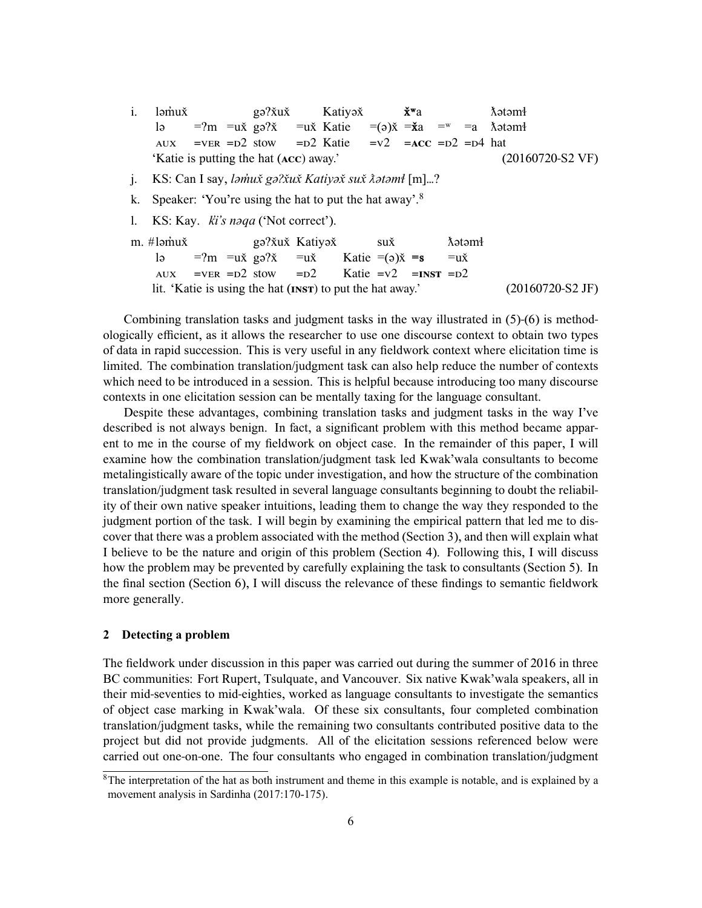i. ləm̓ux̌ gəʔx̌ux̌ Katiyəx̌ **x̌ʷ**a ƛ̓ətəmɫ
   lə =ʔm =ux̌ gəʔx̌ =ux̌ Katie =(ə)x̌ =**x̌**a =ʷ =a ƛ̓ətəmɫ
   AUX =VER =D2 stow =D2 Katie =V2 **=ACC** =D2 =D4 hat
   'Katie is putting the hat (**ACC**) away.' (20160720-S2 VF)

j. KS: Can I say, *ləm̓ux̌ gəʔx̌ux̌ Katiyəx̌ sux̌ ƛ̓ətəmɫ* [m]...?

k. Speaker: 'You're using the hat to put the hat away'.[8]

l. KS: Kay. *k̓i's nəqa* ('Not correct').

m. #ləm̓ux̌ gəʔx̌ux̌ Katiyəx̌ sux̌ ƛ̓ətəmɫ
   lə =ʔm =ux̌ gəʔx̌ =ux̌ Katie =(ə)x̌ **=s** =ux̌
   AUX =VER =D2 stow =D2 Katie =V2 **=INST** =D2
   lit. 'Katie is using the hat (**INST**) to put the hat away.' (20160720-S2 JF)

Combining translation tasks and judgment tasks in the way illustrated in (5)-(6) is methodologically efficient, as it allows the researcher to use one discourse context to obtain two types of data in rapid succession. This is very useful in any fieldwork context where elicitation time is limited. The combination translation/judgment task can also help reduce the number of contexts which need to be introduced in a session. This is helpful because introducing too many discourse contexts in one elicitation session can be mentally taxing for the language consultant.

Despite these advantages, combining translation tasks and judgment tasks in the way I've described is not always benign. In fact, a significant problem with this method became apparent to me in the course of my fieldwork on object case. In the remainder of this paper, I will examine how the combination translation/judgment task led Kwak'wala consultants to become metalingistically aware of the topic under investigation, and how the structure of the combination translation/judgment task resulted in several language consultants beginning to doubt the reliability of their own native speaker intuitions, leading them to change the way they responded to the judgment portion of the task. I will begin by examining the empirical pattern that led me to discover that there was a problem associated with the method (Section 3), and then will explain what I believe to be the nature and origin of this problem (Section 4). Following this, I will discuss how the problem may be prevented by carefully explaining the task to consultants (Section 5). In the final section (Section 6), I will discuss the relevance of these findings to semantic fieldwork more generally.

## 2 Detecting a problem

The fieldwork under discussion in this paper was carried out during the summer of 2016 in three BC communities: Fort Rupert, Tsulquate, and Vancouver. Six native Kwak'wala speakers, all in their mid-seventies to mid-eighties, worked as language consultants to investigate the semantics of object case marking in Kwak'wala. Of these six consultants, four completed combination translation/judgment tasks, while the remaining two consultants contributed positive data to the project but did not provide judgments. All of the elicitation sessions referenced below were carried out one-on-one. The four consultants who engaged in combination translation/judgment

[8] The interpretation of the hat as both instrument and theme in this example is notable, and is explained by a movement analysis in Sardinha (2017:170-175).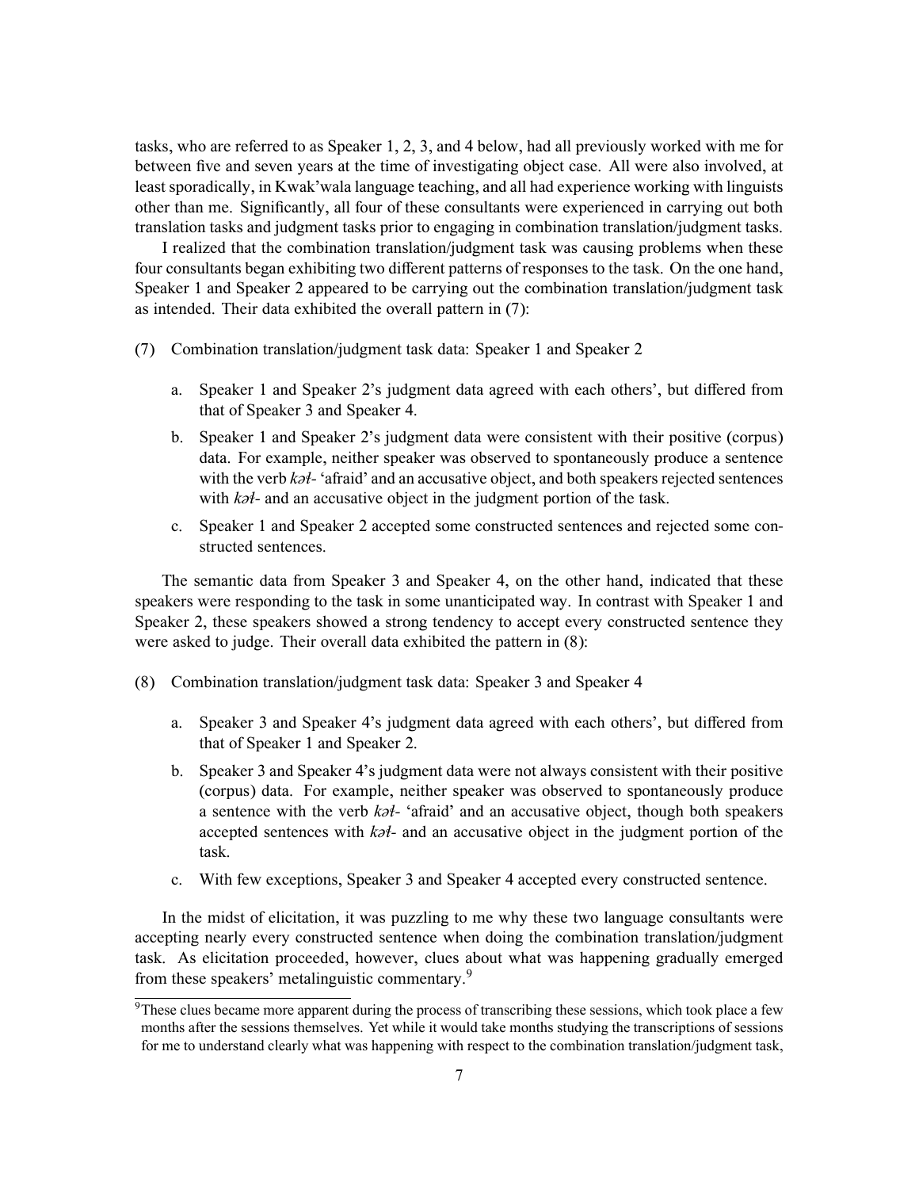tasks, who are referred to as Speaker 1, 2, 3, and 4 below, had all previously worked with me for between five and seven years at the time of investigating object case. All were also involved, at least sporadically, in Kwak'wala language teaching, and all had experience working with linguists other than me. Significantly, all four of these consultants were experienced in carrying out both translation tasks and judgment tasks prior to engaging in combination translation/judgment tasks.

I realized that the combination translation/judgment task was causing problems when these four consultants began exhibiting two different patterns of responses to the task. On the one hand, Speaker 1 and Speaker 2 appeared to be carrying out the combination translation/judgment task as intended. Their data exhibited the overall pattern in (7):

(7) Combination translation/judgment task data: Speaker 1 and Speaker 2

a. Speaker 1 and Speaker 2's judgment data agreed with each others', but differed from that of Speaker 3 and Speaker 4.

b. Speaker 1 and Speaker 2's judgment data were consistent with their positive (corpus) data. For example, neither speaker was observed to spontaneously produce a sentence with the verb *kəɬ-* 'afraid' and an accusative object, and both speakers rejected sentences with *kəɬ-* and an accusative object in the judgment portion of the task.

c. Speaker 1 and Speaker 2 accepted some constructed sentences and rejected some constructed sentences.

The semantic data from Speaker 3 and Speaker 4, on the other hand, indicated that these speakers were responding to the task in some unanticipated way. In contrast with Speaker 1 and Speaker 2, these speakers showed a strong tendency to accept every constructed sentence they were asked to judge. Their overall data exhibited the pattern in (8):

(8) Combination translation/judgment task data: Speaker 3 and Speaker 4

a. Speaker 3 and Speaker 4's judgment data agreed with each others', but differed from that of Speaker 1 and Speaker 2.

b. Speaker 3 and Speaker 4's judgment data were not always consistent with their positive (corpus) data. For example, neither speaker was observed to spontaneously produce a sentence with the verb *kəɬ-* 'afraid' and an accusative object, though both speakers accepted sentences with *kəɬ-* and an accusative object in the judgment portion of the task.

c. With few exceptions, Speaker 3 and Speaker 4 accepted every constructed sentence.

In the midst of elicitation, it was puzzling to me why these two language consultants were accepting nearly every constructed sentence when doing the combination translation/judgment task. As elicitation proceeded, however, clues about what was happening gradually emerged from these speakers' metalinguistic commentary.[9]

[9]These clues became more apparent during the process of transcribing these sessions, which took place a few months after the sessions themselves. Yet while it would take months studying the transcriptions of sessions for me to understand clearly what was happening with respect to the combination translation/judgment task,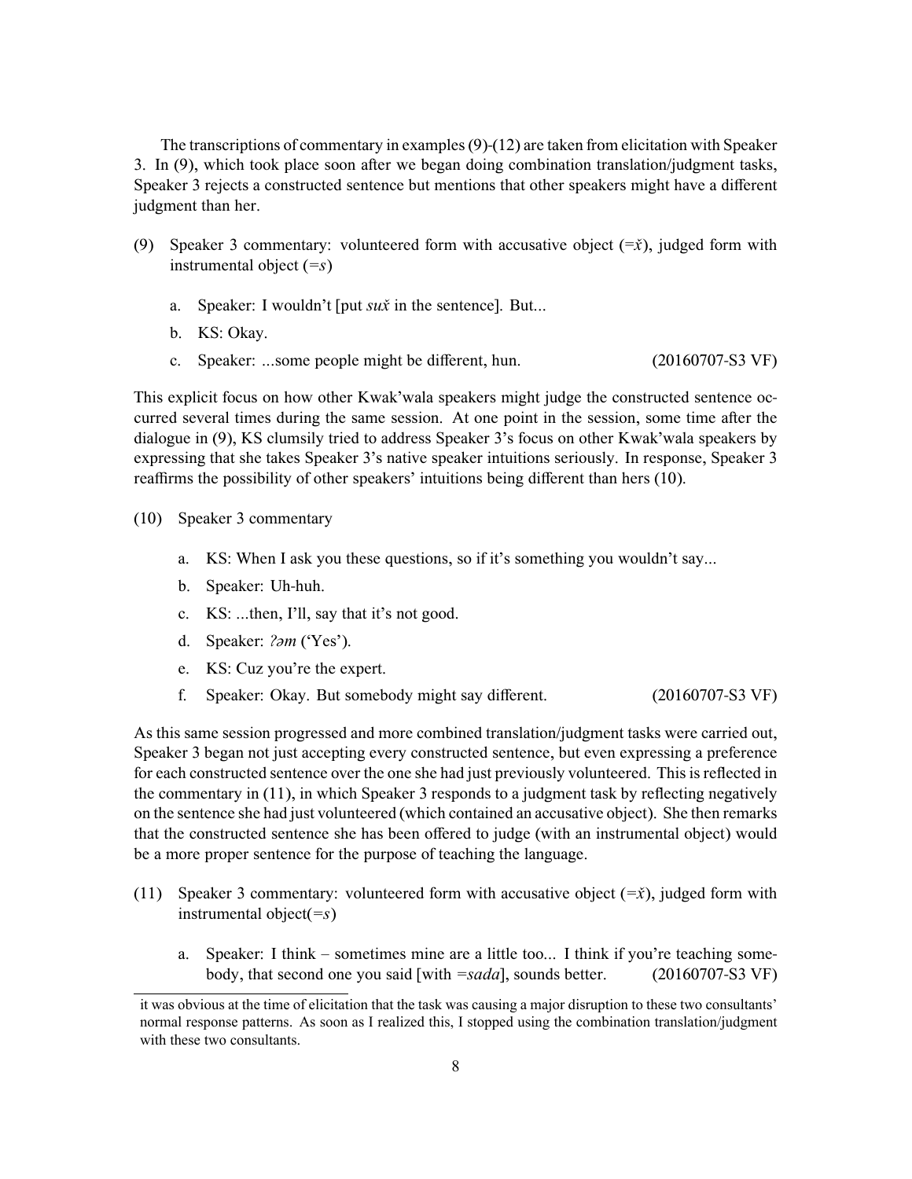The transcriptions of commentary in examples (9)-(12) are taken from elicitation with Speaker 3. In (9), which took place soon after we began doing combination translation/judgment tasks, Speaker 3 rejects a constructed sentence but mentions that other speakers might have a different judgment than her.

(9) Speaker 3 commentary: volunteered form with accusative object (=*x̌*), judged form with instrumental object (=*s*)

   a. Speaker: I wouldn't [put *sux̌* in the sentence]. But...

   b. KS: Okay.

   c. Speaker: ...some people might be different, hun. (20160707-S3 VF)

This explicit focus on how other Kwak'wala speakers might judge the constructed sentence occurred several times during the same session. At one point in the session, some time after the dialogue in (9), KS clumsily tried to address Speaker 3's focus on other Kwak'wala speakers by expressing that she takes Speaker 3's native speaker intuitions seriously. In response, Speaker 3 reaffirms the possibility of other speakers' intuitions being different than hers (10).

(10) Speaker 3 commentary

   a. KS: When I ask you these questions, so if it's something you wouldn't say...

   b. Speaker: Uh-huh.

   c. KS: ...then, I'll, say that it's not good.

   d. Speaker: *ʔəm* ('Yes').

   e. KS: Cuz you're the expert.

   f. Speaker: Okay. But somebody might say different. (20160707-S3 VF)

As this same session progressed and more combined translation/judgment tasks were carried out, Speaker 3 began not just accepting every constructed sentence, but even expressing a preference for each constructed sentence over the one she had just previously volunteered. This is reflected in the commentary in (11), in which Speaker 3 responds to a judgment task by reflecting negatively on the sentence she had just volunteered (which contained an accusative object). She then remarks that the constructed sentence she has been offered to judge (with an instrumental object) would be a more proper sentence for the purpose of teaching the language.

(11) Speaker 3 commentary: volunteered form with accusative object (=*x̌*), judged form with instrumental object(=*s*)

   a. Speaker: I think – sometimes mine are a little too... I think if you're teaching somebody, that second one you said [with =*sada*], sounds better. (20160707-S3 VF)

---

it was obvious at the time of elicitation that the task was causing a major disruption to these two consultants' normal response patterns. As soon as I realized this, I stopped using the combination translation/judgment with these two consultants.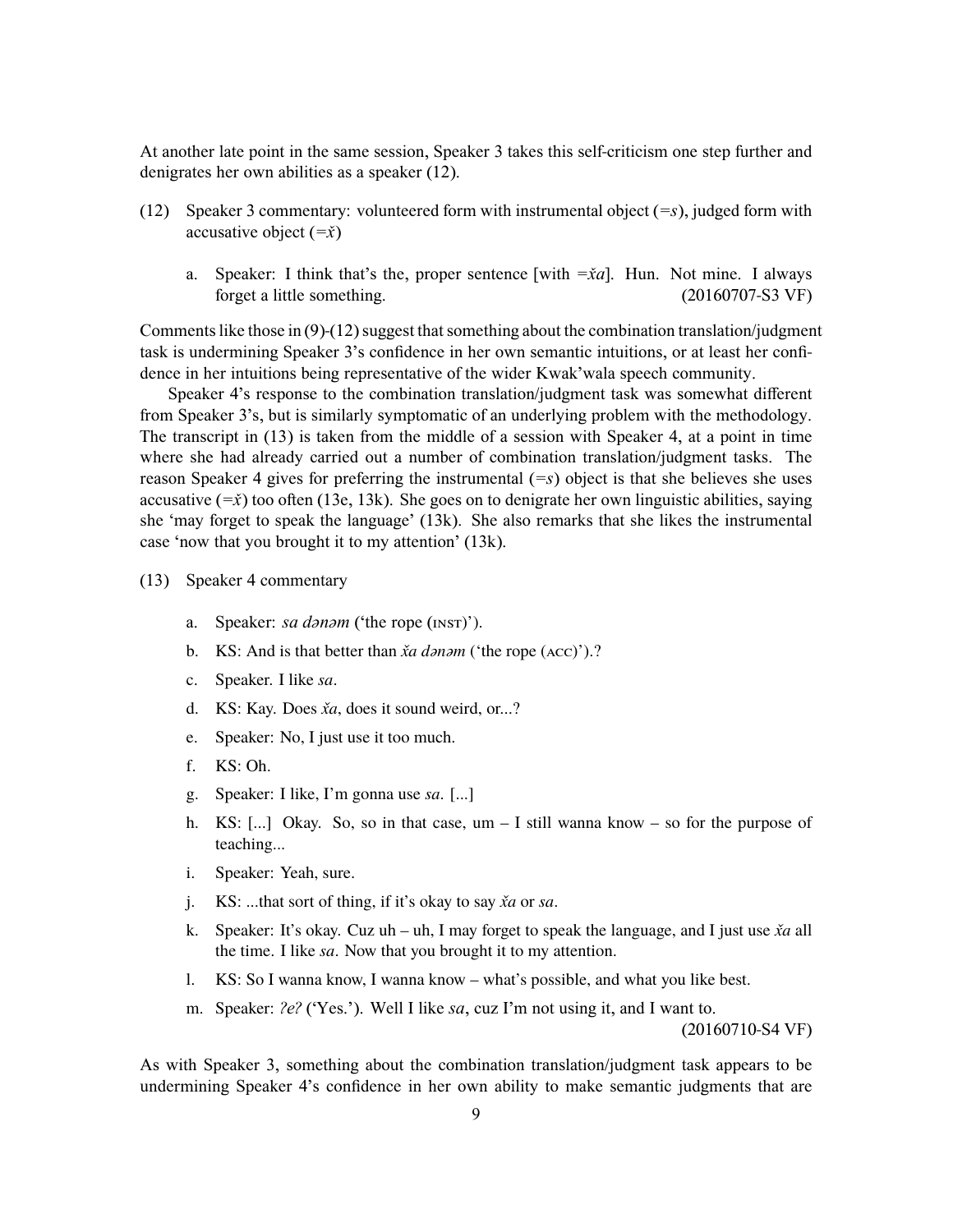At another late point in the same session, Speaker 3 takes this self-criticism one step further and denigrates her own abilities as a speaker (12).

(12) Speaker 3 commentary: volunteered form with instrumental object (=*s*), judged form with accusative object (=*x̌*)

  a. Speaker: I think that's the, proper sentence [with =*x̌a*]. Hun. Not mine. I always forget a little something. (20160707-S3 VF)

Comments like those in (9)-(12) suggest that something about the combination translation/judgment task is undermining Speaker 3's confidence in her own semantic intuitions, or at least her confidence in her intuitions being representative of the wider Kwak'wala speech community.

Speaker 4's response to the combination translation/judgment task was somewhat different from Speaker 3's, but is similarly symptomatic of an underlying problem with the methodology. The transcript in (13) is taken from the middle of a session with Speaker 4, at a point in time where she had already carried out a number of combination translation/judgment tasks. The reason Speaker 4 gives for preferring the instrumental (=*s*) object is that she believes she uses accusative (=*x̌*) too often (13e, 13k). She goes on to denigrate her own linguistic abilities, saying she 'may forget to speak the language' (13k). She also remarks that she likes the instrumental case 'now that you brought it to my attention' (13k).

(13) Speaker 4 commentary

  a. Speaker: *sa dənəm* ('the rope (INST)').
  b. KS: And is that better than *x̌a dənəm* ('the rope (ACC)').?
  c. Speaker. I like *sa*.
  d. KS: Kay. Does *x̌a*, does it sound weird, or...?
  e. Speaker: No, I just use it too much.
  f. KS: Oh.
  g. Speaker: I like, I'm gonna use *sa*. [...]
  h. KS: [...] Okay. So, so in that case, um – I still wanna know – so for the purpose of teaching...
  i. Speaker: Yeah, sure.
  j. KS: ...that sort of thing, if it's okay to say *x̌a* or *sa*.
  k. Speaker: It's okay. Cuz uh – uh, I may forget to speak the language, and I just use *x̌a* all the time. I like *sa*. Now that you brought it to my attention.
  l. KS: So I wanna know, I wanna know – what's possible, and what you like best.
  m. Speaker: *ʔeʔ* ('Yes.'). Well I like *sa*, cuz I'm not using it, and I want to. (20160710-S4 VF)

As with Speaker 3, something about the combination translation/judgment task appears to be undermining Speaker 4's confidence in her own ability to make semantic judgments that are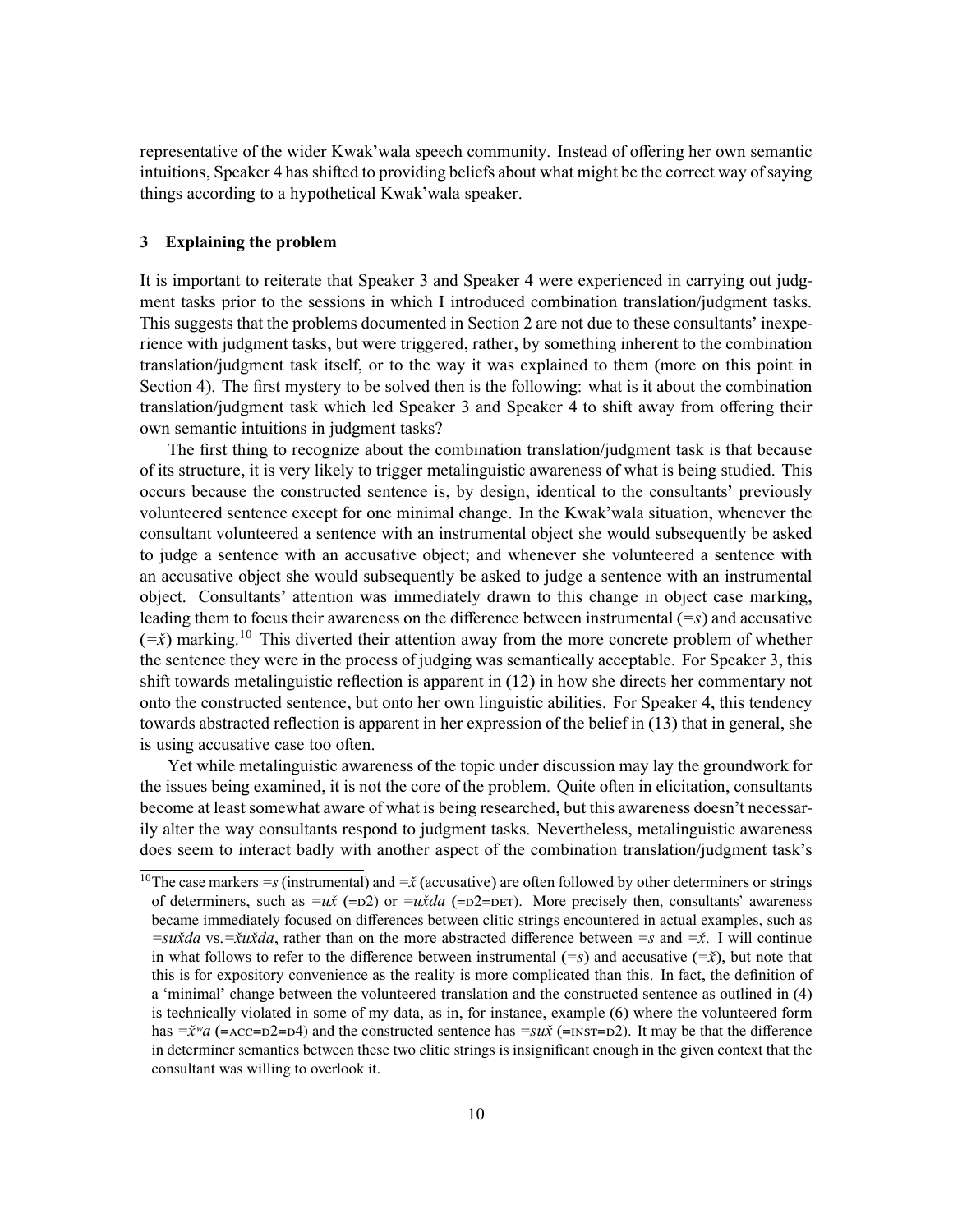representative of the wider Kwak'wala speech community. Instead of offering her own semantic intuitions, Speaker 4 has shifted to providing beliefs about what might be the correct way of saying things according to a hypothetical Kwak'wala speaker.

### 3 Explaining the problem

It is important to reiterate that Speaker 3 and Speaker 4 were experienced in carrying out judgment tasks prior to the sessions in which I introduced combination translation/judgment tasks. This suggests that the problems documented in Section 2 are not due to these consultants' inexperience with judgment tasks, but were triggered, rather, by something inherent to the combination translation/judgment task itself, or to the way it was explained to them (more on this point in Section 4). The first mystery to be solved then is the following: what is it about the combination translation/judgment task which led Speaker 3 and Speaker 4 to shift away from offering their own semantic intuitions in judgment tasks?

The first thing to recognize about the combination translation/judgment task is that because of its structure, it is very likely to trigger metalinguistic awareness of what is being studied. This occurs because the constructed sentence is, by design, identical to the consultants' previously volunteered sentence except for one minimal change. In the Kwak'wala situation, whenever the consultant volunteered a sentence with an instrumental object she would subsequently be asked to judge a sentence with an accusative object; and whenever she volunteered a sentence with an accusative object she would subsequently be asked to judge a sentence with an instrumental object. Consultants' attention was immediately drawn to this change in object case marking, leading them to focus their awareness on the difference between instrumental (=*s*) and accusative (=*x̌*) marking.[10] This diverted their attention away from the more concrete problem of whether the sentence they were in the process of judging was semantically acceptable. For Speaker 3, this shift towards metalinguistic reflection is apparent in (12) in how she directs her commentary not onto the constructed sentence, but onto her own linguistic abilities. For Speaker 4, this tendency towards abstracted reflection is apparent in her expression of the belief in (13) that in general, she is using accusative case too often.

Yet while metalinguistic awareness of the topic under discussion may lay the groundwork for the issues being examined, it is not the core of the problem. Quite often in elicitation, consultants become at least somewhat aware of what is being researched, but this awareness doesn't necessarily alter the way consultants respond to judgment tasks. Nevertheless, metalinguistic awareness does seem to interact badly with another aspect of the combination translation/judgment task's

[10] The case markers =*s* (instrumental) and =*x̌* (accusative) are often followed by other determiners or strings of determiners, such as =*ux̌* (=D2) or =*ux̌da* (=D2=DET). More precisely then, consultants' awareness became immediately focused on differences between clitic strings encountered in actual examples, such as =*sux̌da* vs.=*x̌ux̌da*, rather than on the more abstracted difference between =*s* and =*x̌*. I will continue in what follows to refer to the difference between instrumental (=*s*) and accusative (=*x̌*), but note that this is for expository convenience as the reality is more complicated than this. In fact, the definition of a 'minimal' change between the volunteered translation and the constructed sentence as outlined in (4) is technically violated in some of my data, as in, for instance, example (6) where the volunteered form has =*x̌ʷa* (=ACC=D2=D4) and the constructed sentence has =*sux̌* (=INST=D2). It may be that the difference in determiner semantics between these two clitic strings is insignificant enough in the given context that the consultant was willing to overlook it.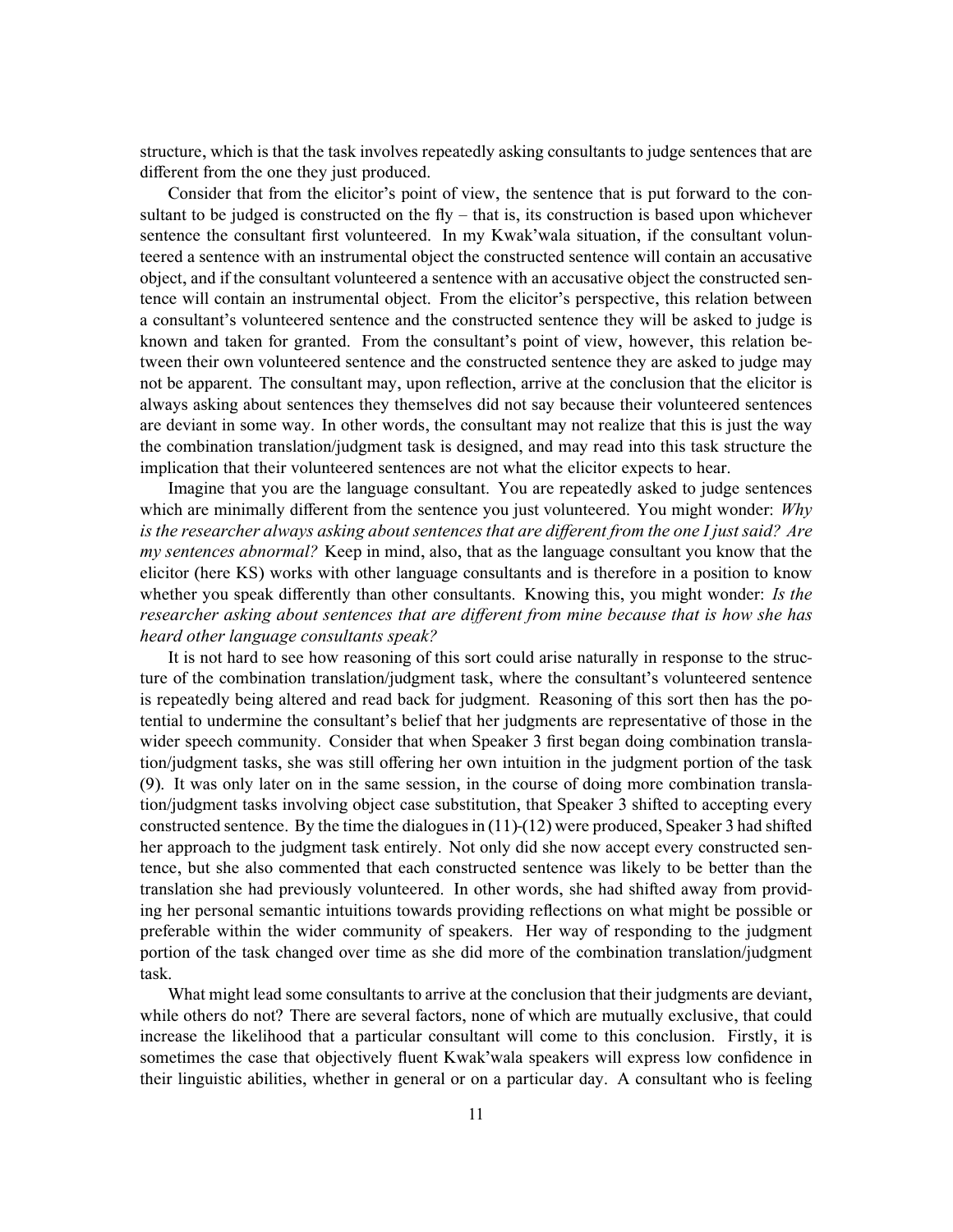structure, which is that the task involves repeatedly asking consultants to judge sentences that are different from the one they just produced.

Consider that from the elicitor's point of view, the sentence that is put forward to the consultant to be judged is constructed on the fly – that is, its construction is based upon whichever sentence the consultant first volunteered. In my Kwak'wala situation, if the consultant volunteered a sentence with an instrumental object the constructed sentence will contain an accusative object, and if the consultant volunteered a sentence with an accusative object the constructed sentence will contain an instrumental object. From the elicitor's perspective, this relation between a consultant's volunteered sentence and the constructed sentence they will be asked to judge is known and taken for granted. From the consultant's point of view, however, this relation between their own volunteered sentence and the constructed sentence they are asked to judge may not be apparent. The consultant may, upon reflection, arrive at the conclusion that the elicitor is always asking about sentences they themselves did not say because their volunteered sentences are deviant in some way. In other words, the consultant may not realize that this is just the way the combination translation/judgment task is designed, and may read into this task structure the implication that their volunteered sentences are not what the elicitor expects to hear.

Imagine that you are the language consultant. You are repeatedly asked to judge sentences which are minimally different from the sentence you just volunteered. You might wonder: *Why is the researcher always asking about sentences that are different from the one I just said? Are my sentences abnormal?* Keep in mind, also, that as the language consultant you know that the elicitor (here KS) works with other language consultants and is therefore in a position to know whether you speak differently than other consultants. Knowing this, you might wonder: *Is the researcher asking about sentences that are different from mine because that is how she has heard other language consultants speak?*

It is not hard to see how reasoning of this sort could arise naturally in response to the structure of the combination translation/judgment task, where the consultant's volunteered sentence is repeatedly being altered and read back for judgment. Reasoning of this sort then has the potential to undermine the consultant's belief that her judgments are representative of those in the wider speech community. Consider that when Speaker 3 first began doing combination translation/judgment tasks, she was still offering her own intuition in the judgment portion of the task (9). It was only later on in the same session, in the course of doing more combination translation/judgment tasks involving object case substitution, that Speaker 3 shifted to accepting every constructed sentence. By the time the dialogues in (11)-(12) were produced, Speaker 3 had shifted her approach to the judgment task entirely. Not only did she now accept every constructed sentence, but she also commented that each constructed sentence was likely to be better than the translation she had previously volunteered. In other words, she had shifted away from providing her personal semantic intuitions towards providing reflections on what might be possible or preferable within the wider community of speakers. Her way of responding to the judgment portion of the task changed over time as she did more of the combination translation/judgment task.

What might lead some consultants to arrive at the conclusion that their judgments are deviant, while others do not? There are several factors, none of which are mutually exclusive, that could increase the likelihood that a particular consultant will come to this conclusion. Firstly, it is sometimes the case that objectively fluent Kwak'wala speakers will express low confidence in their linguistic abilities, whether in general or on a particular day. A consultant who is feeling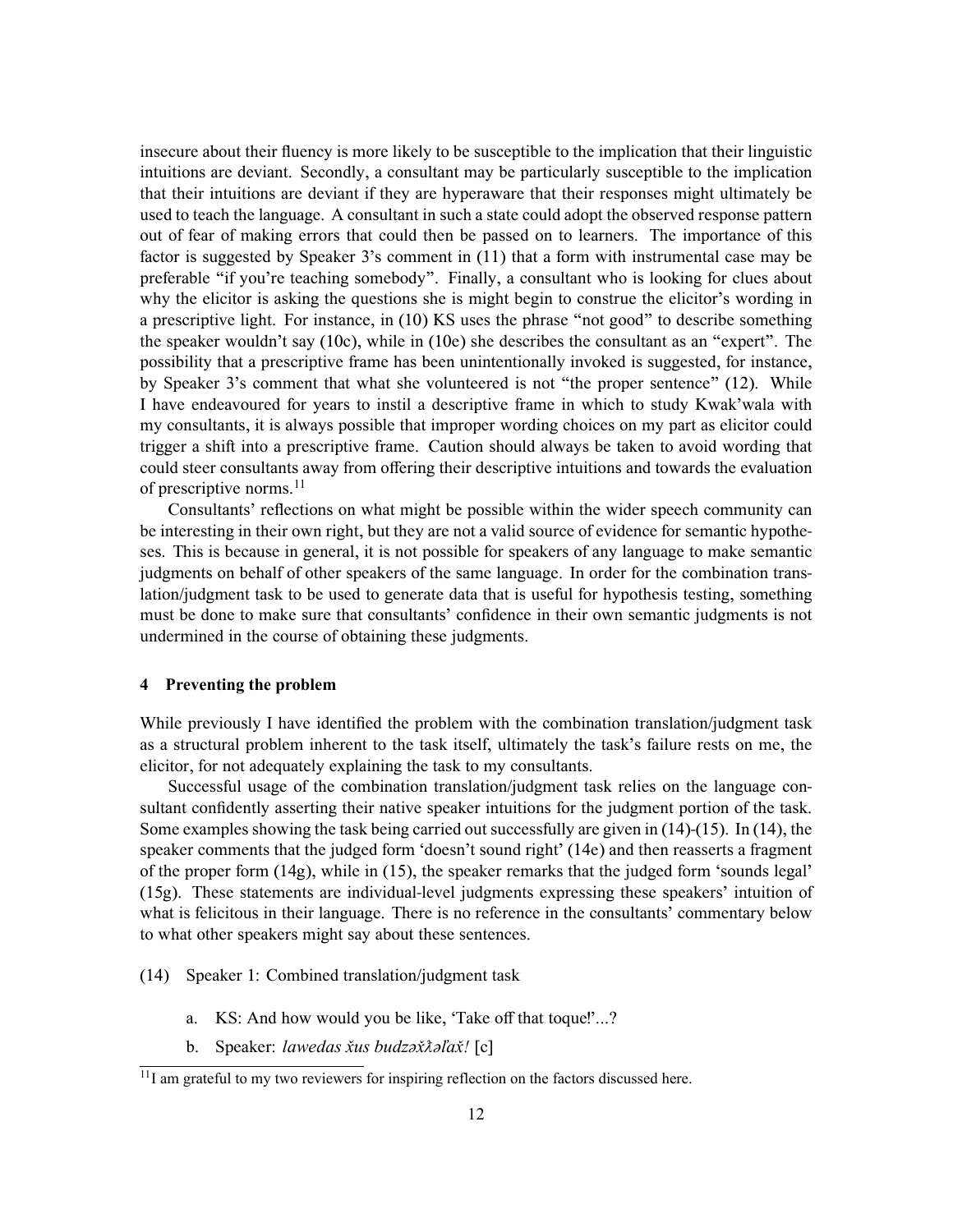insecure about their fluency is more likely to be susceptible to the implication that their linguistic intuitions are deviant. Secondly, a consultant may be particularly susceptible to the implication that their intuitions are deviant if they are hyperaware that their responses might ultimately be used to teach the language. A consultant in such a state could adopt the observed response pattern out of fear of making errors that could then be passed on to learners. The importance of this factor is suggested by Speaker 3's comment in (11) that a form with instrumental case may be preferable "if you're teaching somebody". Finally, a consultant who is looking for clues about why the elicitor is asking the questions she is might begin to construe the elicitor's wording in a prescriptive light. For instance, in (10) KS uses the phrase "not good" to describe something the speaker wouldn't say (10c), while in (10e) she describes the consultant as an "expert". The possibility that a prescriptive frame has been unintentionally invoked is suggested, for instance, by Speaker 3's comment that what she volunteered is not "the proper sentence" (12). While I have endeavoured for years to instil a descriptive frame in which to study Kwak'wala with my consultants, it is always possible that improper wording choices on my part as elicitor could trigger a shift into a prescriptive frame. Caution should always be taken to avoid wording that could steer consultants away from offering their descriptive intuitions and towards the evaluation of prescriptive norms.[11]

Consultants' reflections on what might be possible within the wider speech community can be interesting in their own right, but they are not a valid source of evidence for semantic hypotheses. This is because in general, it is not possible for speakers of any language to make semantic judgments on behalf of other speakers of the same language. In order for the combination translation/judgment task to be used to generate data that is useful for hypothesis testing, something must be done to make sure that consultants' confidence in their own semantic judgments is not undermined in the course of obtaining these judgments.

## 4 Preventing the problem

While previously I have identified the problem with the combination translation/judgment task as a structural problem inherent to the task itself, ultimately the task's failure rests on me, the elicitor, for not adequately explaining the task to my consultants.

Successful usage of the combination translation/judgment task relies on the language consultant confidently asserting their native speaker intuitions for the judgment portion of the task. Some examples showing the task being carried out successfully are given in (14)-(15). In (14), the speaker comments that the judged form 'doesn't sound right' (14e) and then reasserts a fragment of the proper form (14g), while in (15), the speaker remarks that the judged form 'sounds legal' (15g). These statements are individual-level judgments expressing these speakers' intuition of what is felicitous in their language. There is no reference in the consultants' commentary below to what other speakers might say about these sentences.

(14) Speaker 1: Combined translation/judgment task

a. KS: And how would you be like, 'Take off that toque!'...?

b. Speaker: *lawedas x̌us budzəx̌ƛəľax̌!* [c]

[11] I am grateful to my two reviewers for inspiring reflection on the factors discussed here.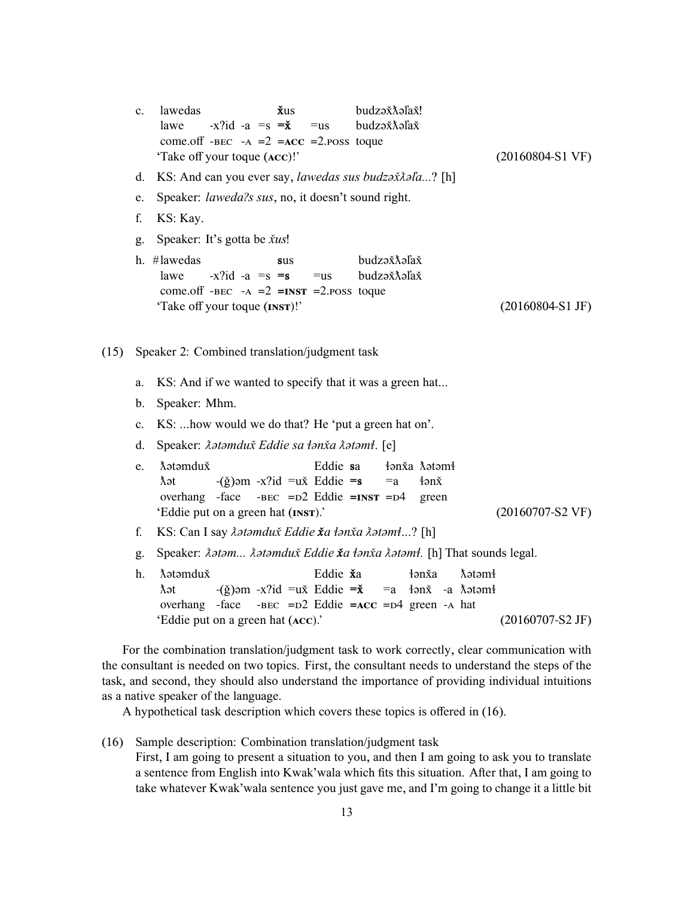c. lawedas **x̌**us budzəx̌ƛ̓əl̓ax̌!
   lawe -x?id -a =s **=x̌** =us budzəx̌ƛ̓əl̓ax̌
   come.off -BEC -A =2 **=ACC** =2.POSS toque
   'Take off your toque (**ACC**)!' (20160804-S1 VF)

d. KS: And can you ever say, *lawedas sus budzəx̌ƛ̓əl̓a...*? [h]

e. Speaker: *laweda?s sus*, no, it doesn't sound right.

f. KS: Kay.

g. Speaker: It's gotta be *x̌us*!

h. #lawedas **s**us budzəx̌ƛ̓əl̓ax̌
   lawe -x?id -a =s **=s** =us budzəx̌ƛ̓əl̓ax̌
   come.off -BEC -A =2 **=INST** =2.POSS toque
   'Take off your toque (**INST**)!' (20160804-S1 JF)

(15) Speaker 2: Combined translation/judgment task

a. KS: And if we wanted to specify that it was a green hat...

b. Speaker: Mhm.

c. KS: ...how would we do that? He 'put a green hat on'.

d. Speaker: *ƛ̓ətəmdux̌ Eddie sa łənx̌a ƛ̓ətəmł*. [e]

e. ƛ̓ətəmdux̌ Eddie **s**a łənx̌a ƛ̓ətəmł
   ƛ̓ət -(ğ)əm -x?id =ux̌ Eddie **=s** =a łənx̌
   overhang -face -BEC =D2 Eddie **=INST** =D4 green
   'Eddie put on a green hat (**INST**).' (20160707-S2 VF)

f. KS: Can I say *ƛ̓ətəmdux̌ Eddie **x̌**a łənx̌a ƛ̓ətəmł...*? [h]

g. Speaker: *ƛ̓ətəm... ƛ̓ətəmdux̌ Eddie **x̌**a łənx̌a ƛ̓ətəmł.* [h] That sounds legal.

h. ƛ̓ətəmdux̌ Eddie **x̌**a łənx̌a ƛ̓ətəmł
   ƛ̓ət -(ğ)əm -x?id =ux̌ Eddie **=x̌** =a łənx̌ -a ƛ̓ətəmł
   overhang -face -BEC =D2 Eddie **=ACC** =D4 green -A hat
   'Eddie put on a green hat (**ACC**).' (20160707-S2 JF)

For the combination translation/judgment task to work correctly, clear communication with the consultant is needed on two topics. First, the consultant needs to understand the steps of the task, and second, they should also understand the importance of providing individual intuitions as a native speaker of the language.

A hypothetical task description which covers these topics is offered in (16).

(16) Sample description: Combination translation/judgment task
First, I am going to present a situation to you, and then I am going to ask you to translate a sentence from English into Kwak'wala which fits this situation. After that, I am going to take whatever Kwak'wala sentence you just gave me, and I'm going to change it a little bit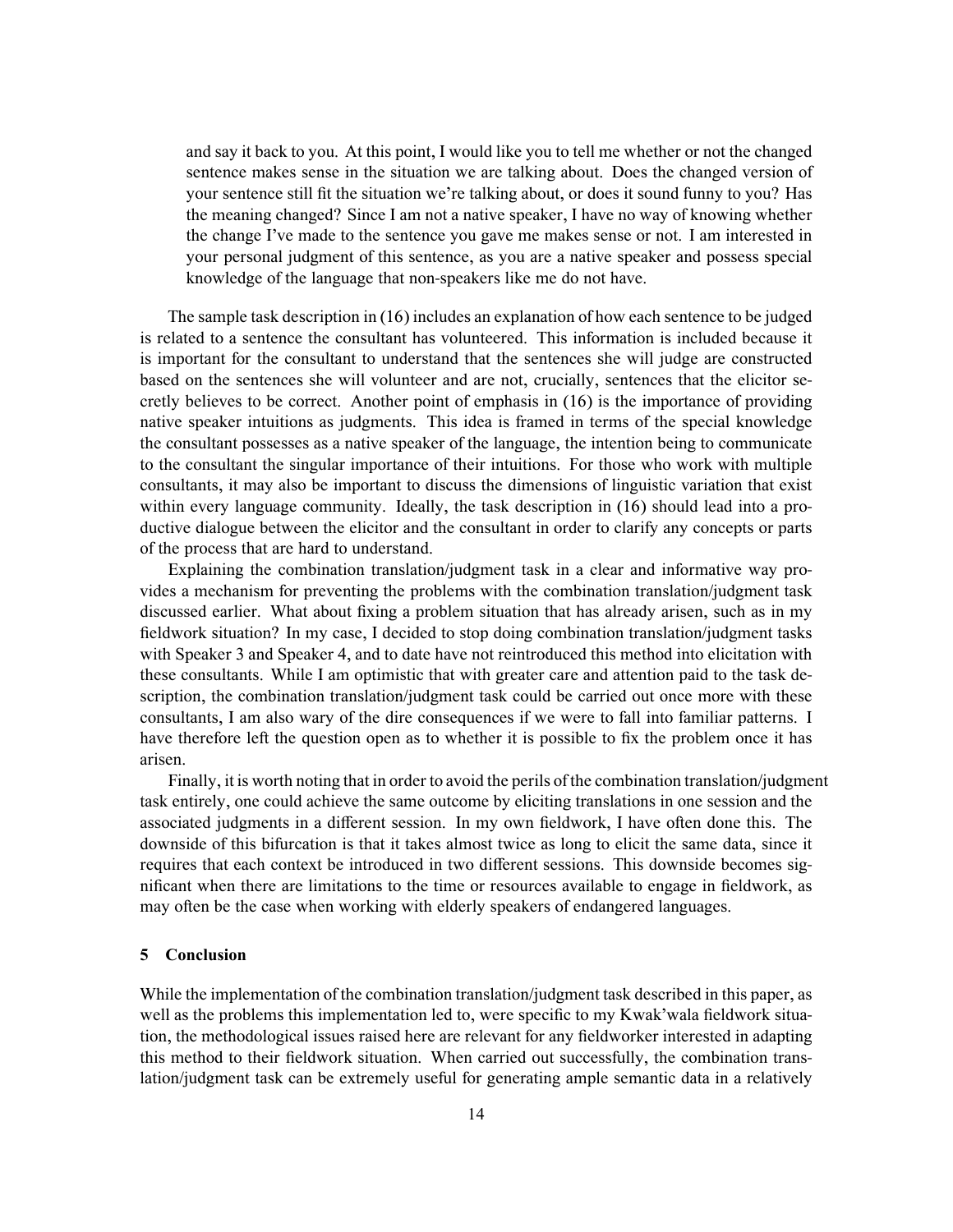> and say it back to you. At this point, I would like you to tell me whether or not the changed sentence makes sense in the situation we are talking about. Does the changed version of your sentence still fit the situation we're talking about, or does it sound funny to you? Has the meaning changed? Since I am not a native speaker, I have no way of knowing whether the change I've made to the sentence you gave me makes sense or not. I am interested in your personal judgment of this sentence, as you are a native speaker and possess special knowledge of the language that non-speakers like me do not have.

The sample task description in (16) includes an explanation of how each sentence to be judged is related to a sentence the consultant has volunteered. This information is included because it is important for the consultant to understand that the sentences she will judge are constructed based on the sentences she will volunteer and are not, crucially, sentences that the elicitor secretly believes to be correct. Another point of emphasis in (16) is the importance of providing native speaker intuitions as judgments. This idea is framed in terms of the special knowledge the consultant possesses as a native speaker of the language, the intention being to communicate to the consultant the singular importance of their intuitions. For those who work with multiple consultants, it may also be important to discuss the dimensions of linguistic variation that exist within every language community. Ideally, the task description in (16) should lead into a productive dialogue between the elicitor and the consultant in order to clarify any concepts or parts of the process that are hard to understand.

Explaining the combination translation/judgment task in a clear and informative way provides a mechanism for preventing the problems with the combination translation/judgment task discussed earlier. What about fixing a problem situation that has already arisen, such as in my fieldwork situation? In my case, I decided to stop doing combination translation/judgment tasks with Speaker 3 and Speaker 4, and to date have not reintroduced this method into elicitation with these consultants. While I am optimistic that with greater care and attention paid to the task description, the combination translation/judgment task could be carried out once more with these consultants, I am also wary of the dire consequences if we were to fall into familiar patterns. I have therefore left the question open as to whether it is possible to fix the problem once it has arisen.

Finally, it is worth noting that in order to avoid the perils of the combination translation/judgment task entirely, one could achieve the same outcome by eliciting translations in one session and the associated judgments in a different session. In my own fieldwork, I have often done this. The downside of this bifurcation is that it takes almost twice as long to elicit the same data, since it requires that each context be introduced in two different sessions. This downside becomes significant when there are limitations to the time or resources available to engage in fieldwork, as may often be the case when working with elderly speakers of endangered languages.

## 5 Conclusion

While the implementation of the combination translation/judgment task described in this paper, as well as the problems this implementation led to, were specific to my Kwak'wala fieldwork situation, the methodological issues raised here are relevant for any fieldworker interested in adapting this method to their fieldwork situation. When carried out successfully, the combination translation/judgment task can be extremely useful for generating ample semantic data in a relatively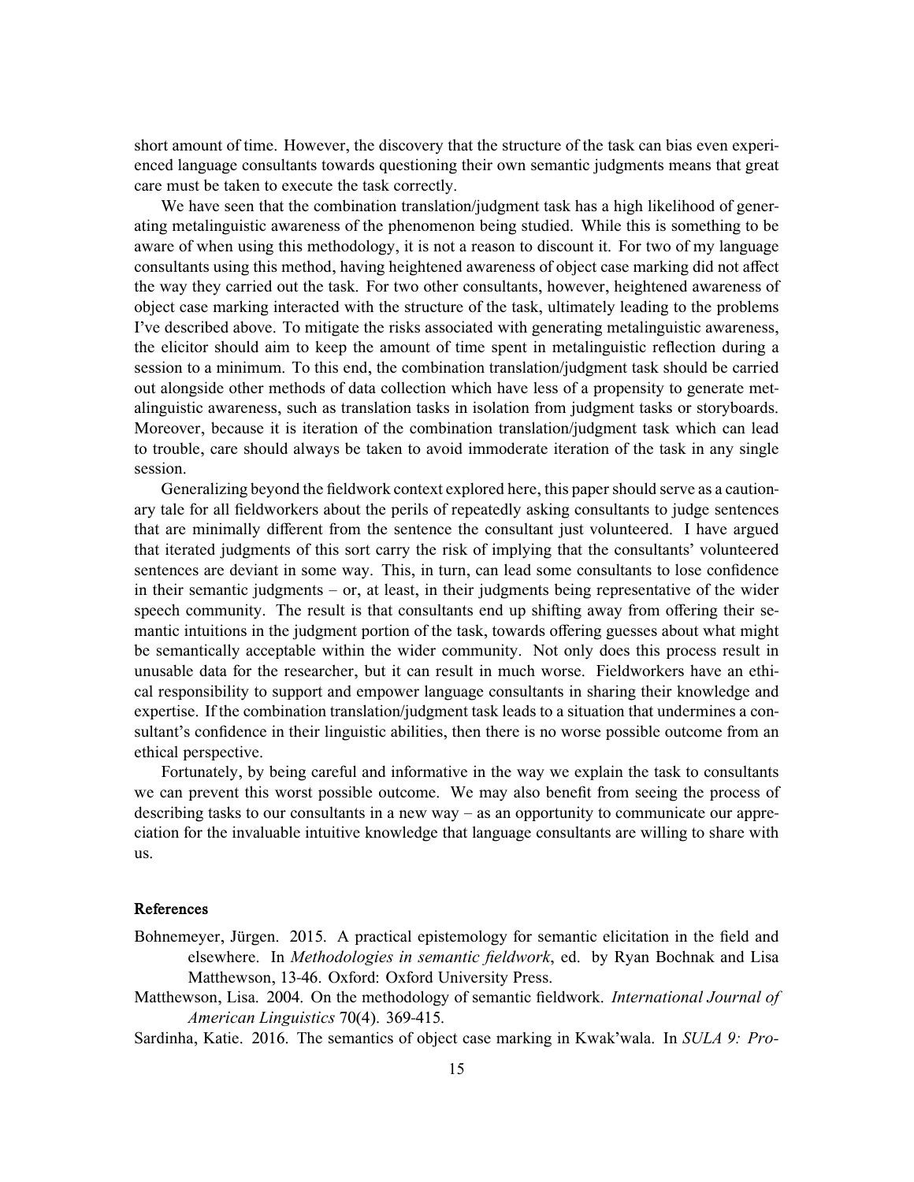short amount of time. However, the discovery that the structure of the task can bias even experienced language consultants towards questioning their own semantic judgments means that great care must be taken to execute the task correctly.

We have seen that the combination translation/judgment task has a high likelihood of generating metalinguistic awareness of the phenomenon being studied. While this is something to be aware of when using this methodology, it is not a reason to discount it. For two of my language consultants using this method, having heightened awareness of object case marking did not affect the way they carried out the task. For two other consultants, however, heightened awareness of object case marking interacted with the structure of the task, ultimately leading to the problems I've described above. To mitigate the risks associated with generating metalinguistic awareness, the elicitor should aim to keep the amount of time spent in metalinguistic reflection during a session to a minimum. To this end, the combination translation/judgment task should be carried out alongside other methods of data collection which have less of a propensity to generate metalinguistic awareness, such as translation tasks in isolation from judgment tasks or storyboards. Moreover, because it is iteration of the combination translation/judgment task which can lead to trouble, care should always be taken to avoid immoderate iteration of the task in any single session.

Generalizing beyond the fieldwork context explored here, this paper should serve as a cautionary tale for all fieldworkers about the perils of repeatedly asking consultants to judge sentences that are minimally different from the sentence the consultant just volunteered. I have argued that iterated judgments of this sort carry the risk of implying that the consultants' volunteered sentences are deviant in some way. This, in turn, can lead some consultants to lose confidence in their semantic judgments – or, at least, in their judgments being representative of the wider speech community. The result is that consultants end up shifting away from offering their semantic intuitions in the judgment portion of the task, towards offering guesses about what might be semantically acceptable within the wider community. Not only does this process result in unusable data for the researcher, but it can result in much worse. Fieldworkers have an ethical responsibility to support and empower language consultants in sharing their knowledge and expertise. If the combination translation/judgment task leads to a situation that undermines a consultant's confidence in their linguistic abilities, then there is no worse possible outcome from an ethical perspective.

Fortunately, by being careful and informative in the way we explain the task to consultants we can prevent this worst possible outcome. We may also benefit from seeing the process of describing tasks to our consultants in a new way – as an opportunity to communicate our appreciation for the invaluable intuitive knowledge that language consultants are willing to share with us.

## References

Bohnemeyer, Jürgen. 2015. A practical epistemology for semantic elicitation in the field and elsewhere. In *Methodologies in semantic fieldwork*, ed. by Ryan Bochnak and Lisa Matthewson, 13-46. Oxford: Oxford University Press.

Matthewson, Lisa. 2004. On the methodology of semantic fieldwork. *International Journal of American Linguistics* 70(4). 369-415.

Sardinha, Katie. 2016. The semantics of object case marking in Kwak'wala. In *SULA 9: Pro-*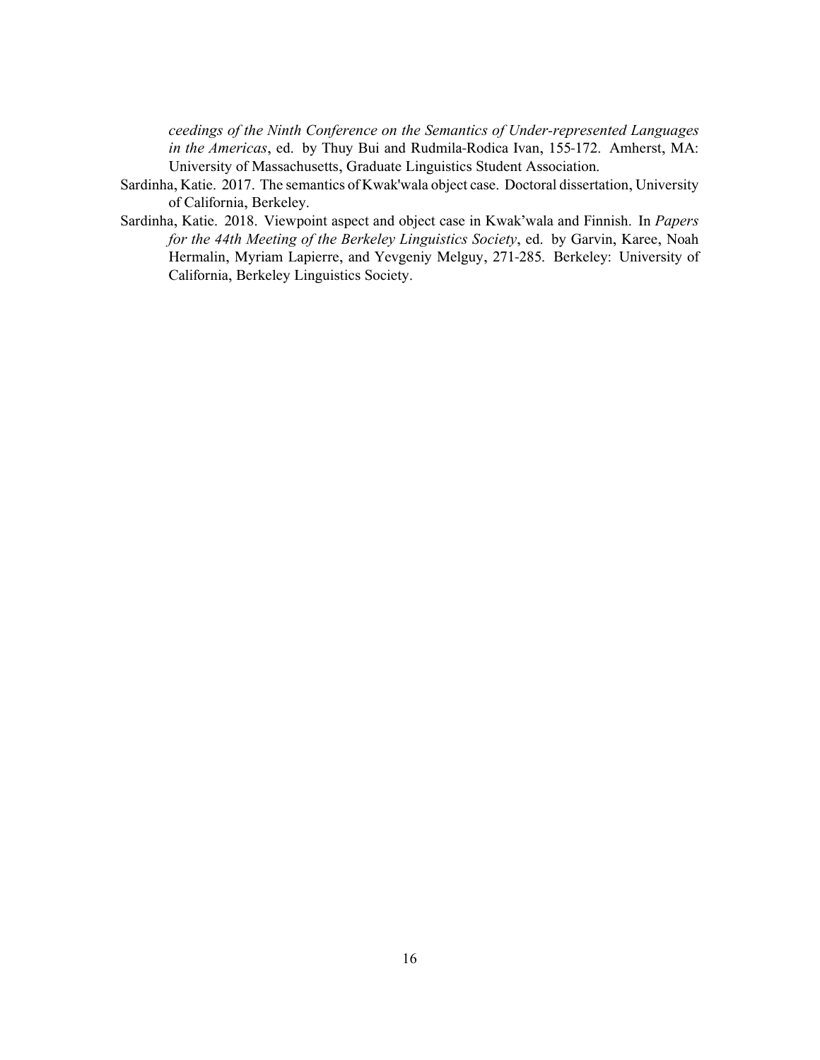*ceedings of the Ninth Conference on the Semantics of Under-represented Languages in the Americas*, ed. by Thuy Bui and Rudmila-Rodica Ivan, 155-172. Amherst, MA: University of Massachusetts, Graduate Linguistics Student Association.

Sardinha, Katie. 2017. The semantics of Kwak'wala object case. Doctoral dissertation, University of California, Berkeley.

Sardinha, Katie. 2018. Viewpoint aspect and object case in Kwak'wala and Finnish. In *Papers for the 44th Meeting of the Berkeley Linguistics Society*, ed. by Garvin, Karee, Noah Hermalin, Myriam Lapierre, and Yevgeniy Melguy, 271-285. Berkeley: University of California, Berkeley Linguistics Society.